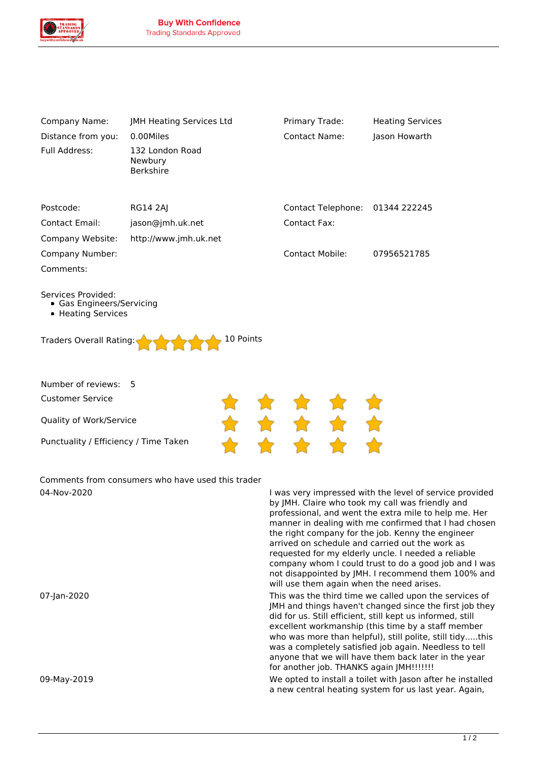**Buy With Confidence**
Trading Standards Approved

| | | | |
|---|---|---|---|
| Company Name: | JMH Heating Services Ltd | Primary Trade: | Heating Services |
| Distance from you: | 0.00Miles | Contact Name: | Jason Howarth |
| Full Address: | 132 London Road<br>Newbury<br>Berkshire | | |
| Postcode: | RG14 2AJ | Contact Telephone: | 01344 222245 |
| Contact Email: | jason@jmh.uk.net | Contact Fax: | |
| Company Website: | http://www.jmh.uk.net | | |
| Company Number: | | Contact Mobile: | 07956521785 |
| Comments: | | | |

Services Provided:

- Gas Engineers/Servicing
- Heating Services

Traders Overall Rating: ★★★★★ 10 Points

Number of reviews: 5

| | |
|---|---|
| Customer Service | ★★★★★ |
| Quality of Work/Service | ★★★★★ |
| Punctuality / Efficiency / Time Taken | ★★★★★ |

Comments from consumers who have used this trader

| | |
|---|---|
| 04-Nov-2020 | I was very impressed with the level of service provided by JMH. Claire who took my call was friendly and professional, and went the extra mile to help me. Her manner in dealing with me confirmed that I had chosen the right company for the job. Kenny the engineer arrived on schedule and carried out the work as requested for my elderly uncle. I needed a reliable company whom I could trust to do a good job and I was not disappointed by JMH. I recommend them 100% and will use them again when the need arises. |
| 07-Jan-2020 | This was the third time we called upon the services of JMH and things haven't changed since the first job they did for us. Still efficient, still kept us informed, still excellent workmanship (this time by a staff member who was more than helpful), still polite, still tidy.....this was a completely satisfied job again. Needless to tell anyone that we will have them back later in the year for another job. THANKS again JMH!!!!!!! |
| 09-May-2019 | We opted to install a toilet with Jason after he installed a new central heating system for us last year. Again, |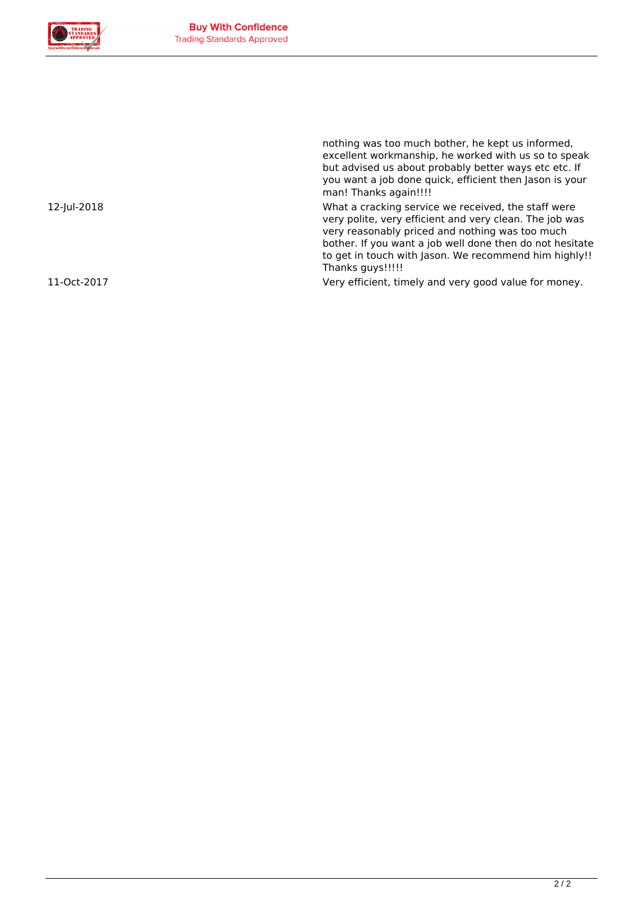| | |
|---|---|
| | nothing was too much bother, he kept us informed, excellent workmanship, he worked with us so to speak but advised us about probably better ways etc etc. If you want a job done quick, efficient then Jason is your man! Thanks again!!!! |
| 12-Jul-2018 | What a cracking service we received, the staff were very polite, very efficient and very clean. The job was very reasonably priced and nothing was too much bother. If you want a job well done then do not hesitate to get in touch with Jason. We recommend him highly!! Thanks guys!!!!! |
| 11-Oct-2017 | Very efficient, timely and very good value for money. |